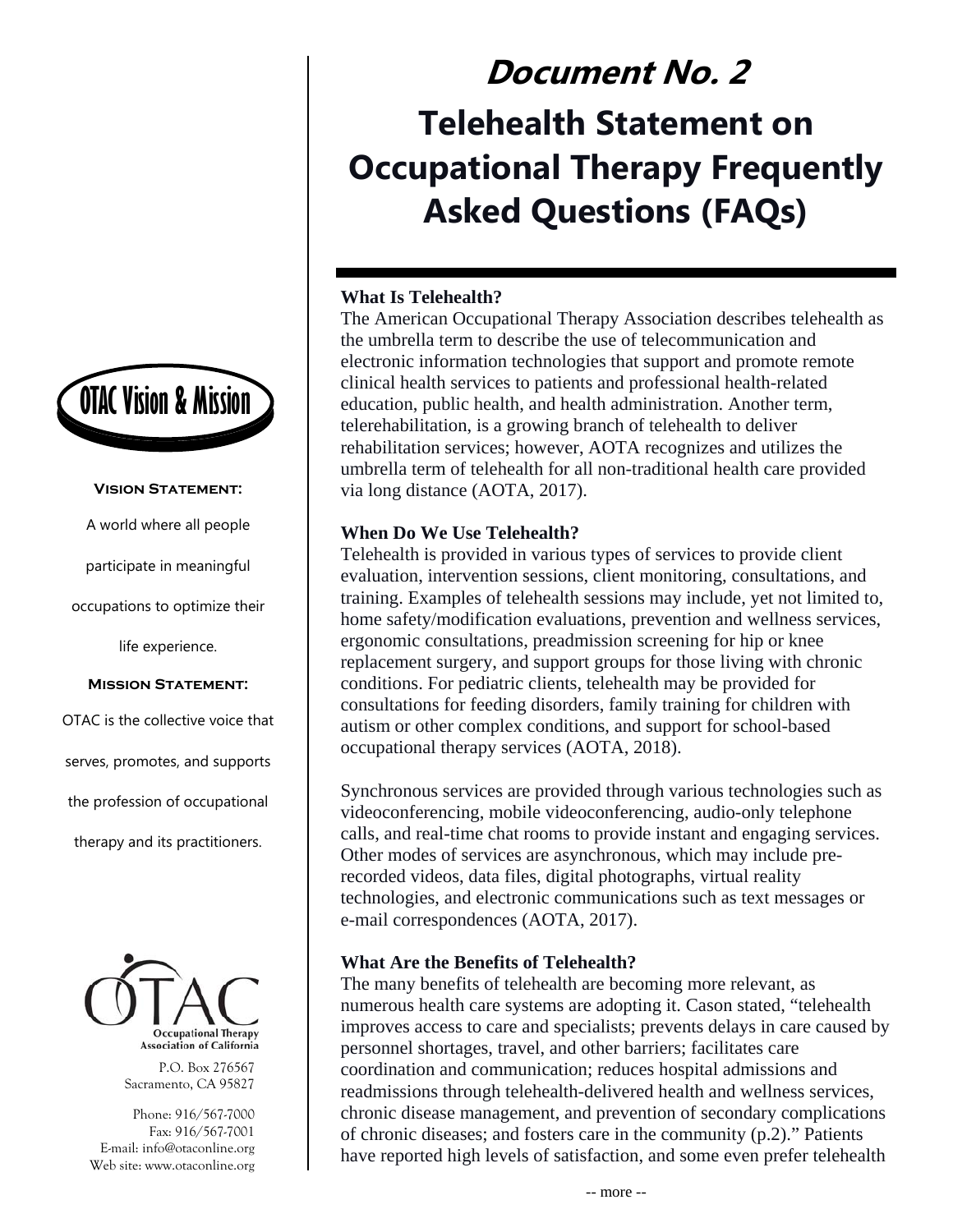# Document No. 2

# Telehealth Statement on Occupational Therapy Frequently Asked Questions (FAQs)

## OTAC Vision & Mission

**Vision Statement:**

A world where all people participate in meaningful occupations to optimize their life experience.

**Mission Statement:**

OTAC is the collective voice that serves, promotes, and supports the profession of occupational therapy and its practitioners.

OTAC
Occupational Therapy Association of California

P.O. Box 276567
Sacramento, CA 95827

Phone: 916/567-7000
Fax: 916/567-7001
E-mail: info@otaconline.org
Web site: www.otaconline.org

**What Is Telehealth?**

The American Occupational Therapy Association describes telehealth as the umbrella term to describe the use of telecommunication and electronic information technologies that support and promote remote clinical health services to patients and professional health-related education, public health, and health administration. Another term, telerehabilitation, is a growing branch of telehealth to deliver rehabilitation services; however, AOTA recognizes and utilizes the umbrella term of telehealth for all non-traditional health care provided via long distance (AOTA, 2017).

**When Do We Use Telehealth?**

Telehealth is provided in various types of services to provide client evaluation, intervention sessions, client monitoring, consultations, and training. Examples of telehealth sessions may include, yet not limited to, home safety/modification evaluations, prevention and wellness services, ergonomic consultations, preadmission screening for hip or knee replacement surgery, and support groups for those living with chronic conditions. For pediatric clients, telehealth may be provided for consultations for feeding disorders, family training for children with autism or other complex conditions, and support for school-based occupational therapy services (AOTA, 2018).

Synchronous services are provided through various technologies such as videoconferencing, mobile videoconferencing, audio-only telephone calls, and real-time chat rooms to provide instant and engaging services. Other modes of services are asynchronous, which may include pre-recorded videos, data files, digital photographs, virtual reality technologies, and electronic communications such as text messages or e-mail correspondences (AOTA, 2017).

**What Are the Benefits of Telehealth?**

The many benefits of telehealth are becoming more relevant, as numerous health care systems are adopting it. Cason stated, "telehealth improves access to care and specialists; prevents delays in care caused by personnel shortages, travel, and other barriers; facilitates care coordination and communication; reduces hospital admissions and readmissions through telehealth-delivered health and wellness services, chronic disease management, and prevention of secondary complications of chronic diseases; and fosters care in the community (p.2)." Patients have reported high levels of satisfaction, and some even prefer telehealth

-- more --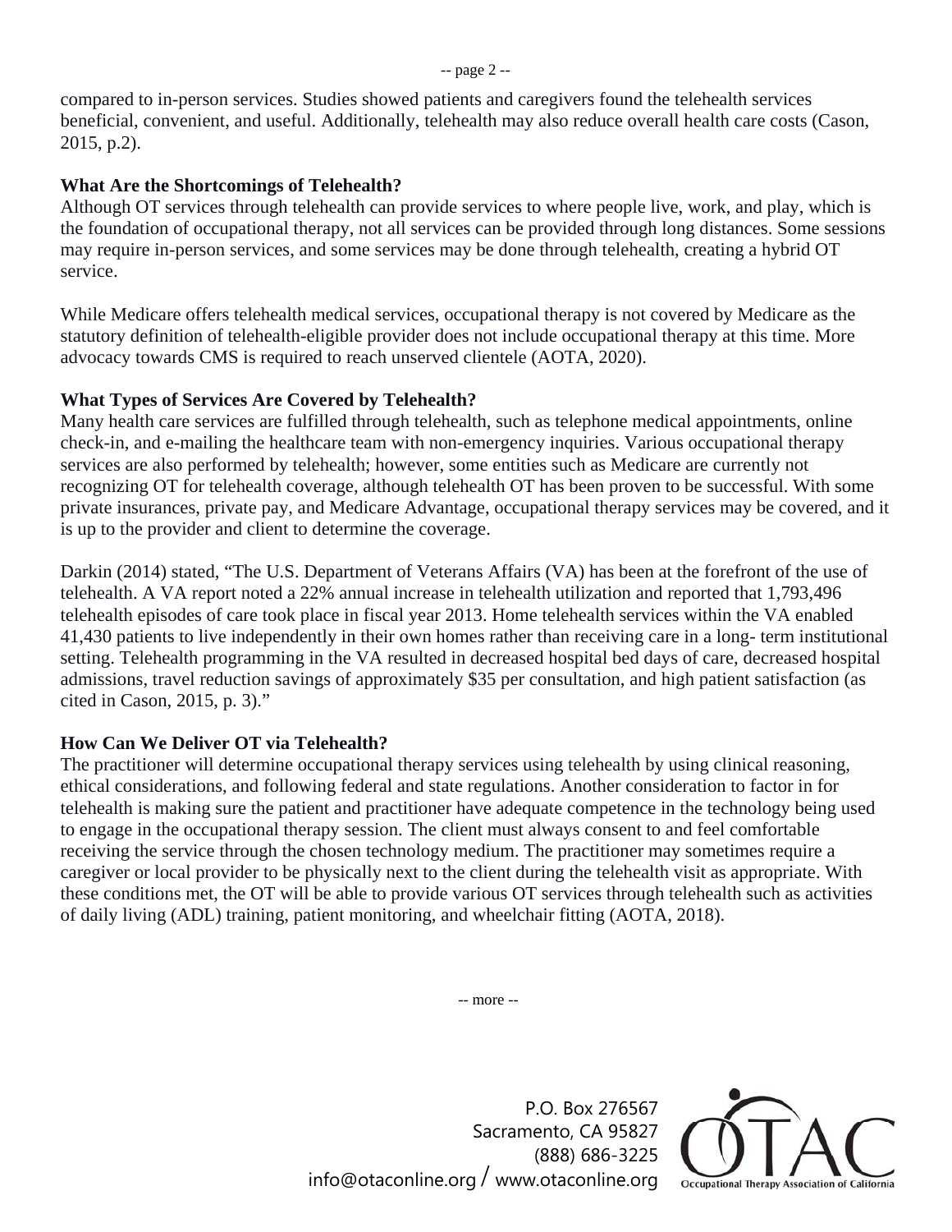compared to in-person services. Studies showed patients and caregivers found the telehealth services beneficial, convenient, and useful. Additionally, telehealth may also reduce overall health care costs (Cason, 2015, p.2).

**What Are the Shortcomings of Telehealth?**

Although OT services through telehealth can provide services to where people live, work, and play, which is the foundation of occupational therapy, not all services can be provided through long distances. Some sessions may require in-person services, and some services may be done through telehealth, creating a hybrid OT service.

While Medicare offers telehealth medical services, occupational therapy is not covered by Medicare as the statutory definition of telehealth-eligible provider does not include occupational therapy at this time. More advocacy towards CMS is required to reach unserved clientele (AOTA, 2020).

**What Types of Services Are Covered by Telehealth?**

Many health care services are fulfilled through telehealth, such as telephone medical appointments, online check-in, and e-mailing the healthcare team with non-emergency inquiries. Various occupational therapy services are also performed by telehealth; however, some entities such as Medicare are currently not recognizing OT for telehealth coverage, although telehealth OT has been proven to be successful. With some private insurances, private pay, and Medicare Advantage, occupational therapy services may be covered, and it is up to the provider and client to determine the coverage.

Darkin (2014) stated, "The U.S. Department of Veterans Affairs (VA) has been at the forefront of the use of telehealth. A VA report noted a 22% annual increase in telehealth utilization and reported that 1,793,496 telehealth episodes of care took place in fiscal year 2013. Home telehealth services within the VA enabled 41,430 patients to live independently in their own homes rather than receiving care in a long- term institutional setting. Telehealth programming in the VA resulted in decreased hospital bed days of care, decreased hospital admissions, travel reduction savings of approximately $35 per consultation, and high patient satisfaction (as cited in Cason, 2015, p. 3)."

**How Can We Deliver OT via Telehealth?**

The practitioner will determine occupational therapy services using telehealth by using clinical reasoning, ethical considerations, and following federal and state regulations. Another consideration to factor in for telehealth is making sure the patient and practitioner have adequate competence in the technology being used to engage in the occupational therapy session. The client must always consent to and feel comfortable receiving the service through the chosen technology medium. The practitioner may sometimes require a caregiver or local provider to be physically next to the client during the telehealth visit as appropriate. With these conditions met, the OT will be able to provide various OT services through telehealth such as activities of daily living (ADL) training, patient monitoring, and wheelchair fitting (AOTA, 2018).

-- more --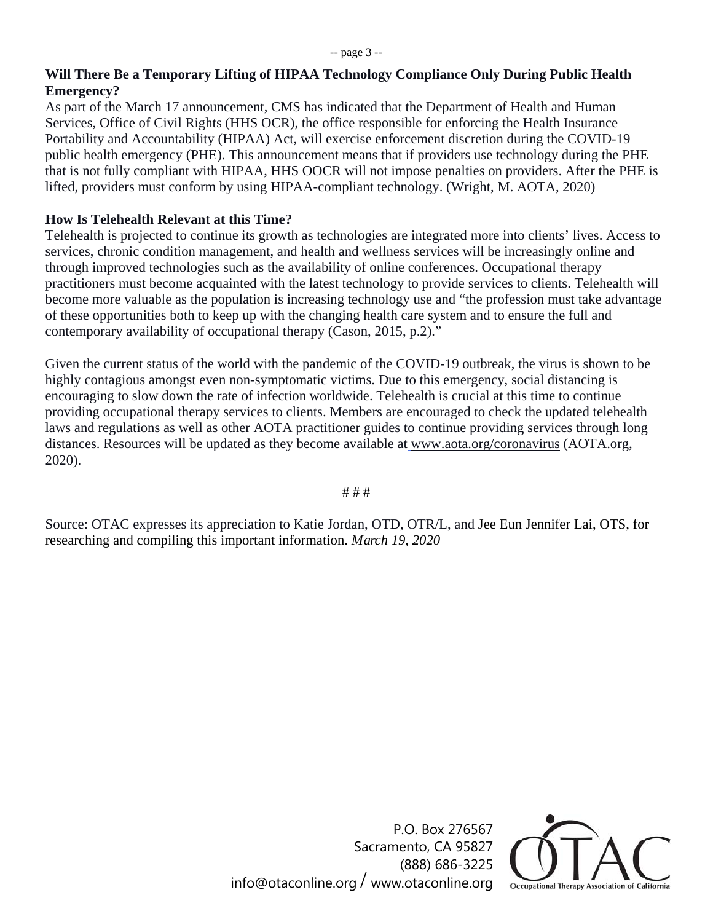**Will There Be a Temporary Lifting of HIPAA Technology Compliance Only During Public Health Emergency?**

As part of the March 17 announcement, CMS has indicated that the Department of Health and Human Services, Office of Civil Rights (HHS OCR), the office responsible for enforcing the Health Insurance Portability and Accountability (HIPAA) Act, will exercise enforcement discretion during the COVID-19 public health emergency (PHE). This announcement means that if providers use technology during the PHE that is not fully compliant with HIPAA, HHS OOCR will not impose penalties on providers. After the PHE is lifted, providers must conform by using HIPAA-compliant technology. (Wright, M. AOTA, 2020)

**How Is Telehealth Relevant at this Time?**

Telehealth is projected to continue its growth as technologies are integrated more into clients' lives. Access to services, chronic condition management, and health and wellness services will be increasingly online and through improved technologies such as the availability of online conferences. Occupational therapy practitioners must become acquainted with the latest technology to provide services to clients. Telehealth will become more valuable as the population is increasing technology use and "the profession must take advantage of these opportunities both to keep up with the changing health care system and to ensure the full and contemporary availability of occupational therapy (Cason, 2015, p.2)."

Given the current status of the world with the pandemic of the COVID-19 outbreak, the virus is shown to be highly contagious amongst even non-symptomatic victims. Due to this emergency, social distancing is encouraging to slow down the rate of infection worldwide. Telehealth is crucial at this time to continue providing occupational therapy services to clients. Members are encouraged to check the updated telehealth laws and regulations as well as other AOTA practitioner guides to continue providing services through long distances. Resources will be updated as they become available at www.aota.org/coronavirus (AOTA.org, 2020).

# # #

Source: OTAC expresses its appreciation to Katie Jordan, OTD, OTR/L, and Jee Eun Jennifer Lai, OTS, for researching and compiling this important information. *March 19, 2020*

P.O. Box 276567
Sacramento, CA 95827
(888) 686-3225
info@otaconline.org / www.otaconline.org

OTAC
Occupational Therapy Association of California